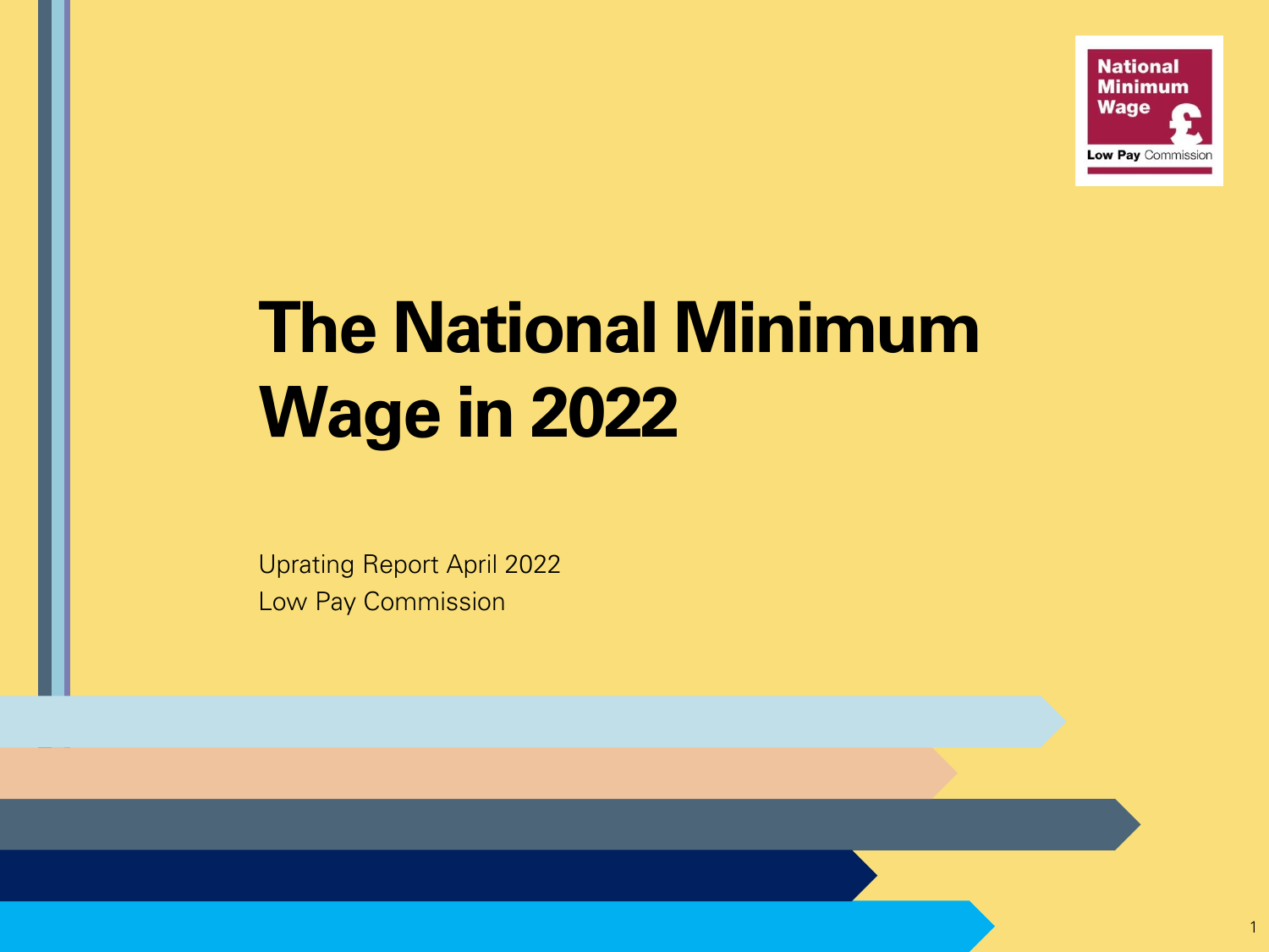# The National Minimum Wage in 2022

Uprating Report April 2022

Low Pay Commission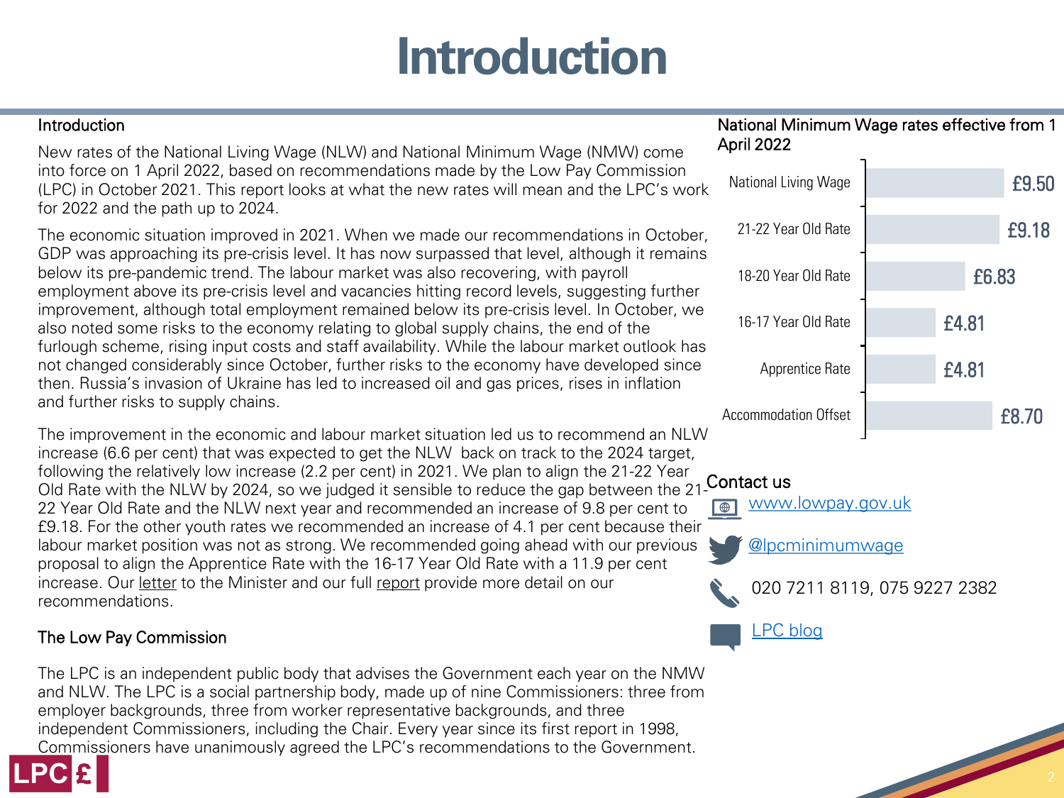# Introduction

### Introduction

New rates of the National Living Wage (NLW) and National Minimum Wage (NMW) come into force on 1 April 2022, based on recommendations made by the Low Pay Commission (LPC) in October 2021. This report looks at what the new rates will mean and the LPC's work for 2022 and the path up to 2024.

The economic situation improved in 2021. When we made our recommendations in October, GDP was approaching its pre-crisis level. It has now surpassed that level, although it remains below its pre-pandemic trend. The labour market was also recovering, with payroll employment above its pre-crisis level and vacancies hitting record levels, suggesting further improvement, although total employment remained below its pre-crisis level. In October, we also noted some risks to the economy relating to global supply chains, the end of the furlough scheme, rising input costs and staff availability. While the labour market outlook has not changed considerably since October, further risks to the economy have developed since then. Russia's invasion of Ukraine has led to increased oil and gas prices, rises in inflation and further risks to supply chains.

The improvement in the economic and labour market situation led us to recommend an NLW increase (6.6 per cent) that was expected to get the NLW back on track to the 2024 target, following the relatively low increase (2.2 per cent) in 2021. We plan to align the 21-22 Year Old Rate with the NLW by 2024, so we judged it sensible to reduce the gap between the 21-22 Year Old Rate and the NLW next year and recommended an increase of 9.8 per cent to £9.18. For the other youth rates we recommended an increase of 4.1 per cent because their labour market position was not as strong. We recommended going ahead with our previous proposal to align the Apprentice Rate with the 16-17 Year Old Rate with a 11.9 per cent increase. Our letter to the Minister and our full report provide more detail on our recommendations.

### The Low Pay Commission

The LPC is an independent public body that advises the Government each year on the NMW and NLW. The LPC is a social partnership body, made up of nine Commissioners: three from employer backgrounds, three from worker representative backgrounds, and three independent Commissioners, including the Chair. Every year since its first report in 1998, Commissioners have unanimously agreed the LPC's recommendations to the Government.

### National Minimum Wage rates effective from 1 April 2022

| Rate | Amount |
|---|---|
| National Living Wage | £9.50 |
| 21-22 Year Old Rate | £9.18 |
| 18-20 Year Old Rate | £6.83 |
| 16-17 Year Old Rate | £4.81 |
| Apprentice Rate | £4.81 |
| Accommodation Offset | £8.70 |

### Contact us

- www.lowpay.gov.uk
- @lpcminimumwage
- 020 7211 8119, 075 9227 2382
- LPC blog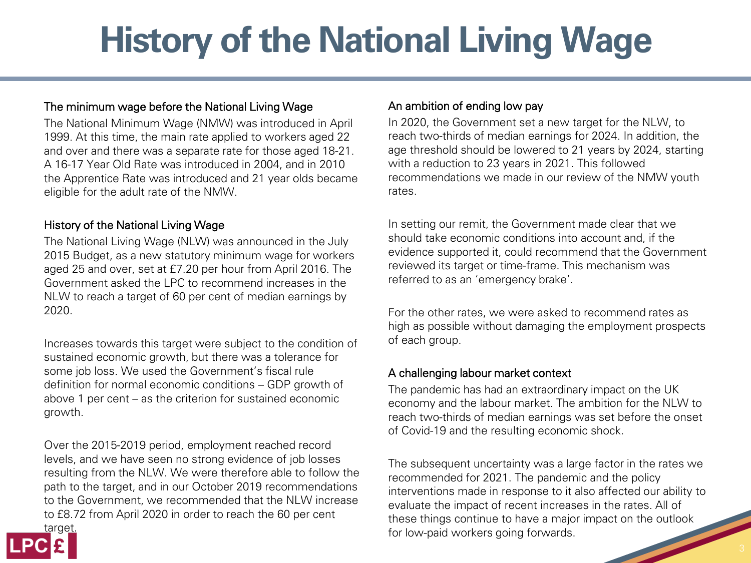# History of the National Living Wage

## The minimum wage before the National Living Wage

The National Minimum Wage (NMW) was introduced in April 1999. At this time, the main rate applied to workers aged 22 and over and there was a separate rate for those aged 18-21. A 16-17 Year Old Rate was introduced in 2004, and in 2010 the Apprentice Rate was introduced and 21 year olds became eligible for the adult rate of the NMW.

## History of the National Living Wage

The National Living Wage (NLW) was announced in the July 2015 Budget, as a new statutory minimum wage for workers aged 25 and over, set at £7.20 per hour from April 2016. The Government asked the LPC to recommend increases in the NLW to reach a target of 60 per cent of median earnings by 2020.

Increases towards this target were subject to the condition of sustained economic growth, but there was a tolerance for some job loss. We used the Government's fiscal rule definition for normal economic conditions – GDP growth of above 1 per cent – as the criterion for sustained economic growth.

Over the 2015-2019 period, employment reached record levels, and we have seen no strong evidence of job losses resulting from the NLW. We were therefore able to follow the path to the target, and in our October 2019 recommendations to the Government, we recommended that the NLW increase to £8.72 from April 2020 in order to reach the 60 per cent target.

## An ambition of ending low pay

In 2020, the Government set a new target for the NLW, to reach two-thirds of median earnings for 2024. In addition, the age threshold should be lowered to 21 years by 2024, starting with a reduction to 23 years in 2021. This followed recommendations we made in our review of the NMW youth rates.

In setting our remit, the Government made clear that we should take economic conditions into account and, if the evidence supported it, could recommend that the Government reviewed its target or time-frame. This mechanism was referred to as an 'emergency brake'.

For the other rates, we were asked to recommend rates as high as possible without damaging the employment prospects of each group.

## A challenging labour market context

The pandemic has had an extraordinary impact on the UK economy and the labour market. The ambition for the NLW to reach two-thirds of median earnings was set before the onset of Covid-19 and the resulting economic shock.

The subsequent uncertainty was a large factor in the rates we recommended for 2021. The pandemic and the policy interventions made in response to it also affected our ability to evaluate the impact of recent increases in the rates. All of these things continue to have a major impact on the outlook for low-paid workers going forwards.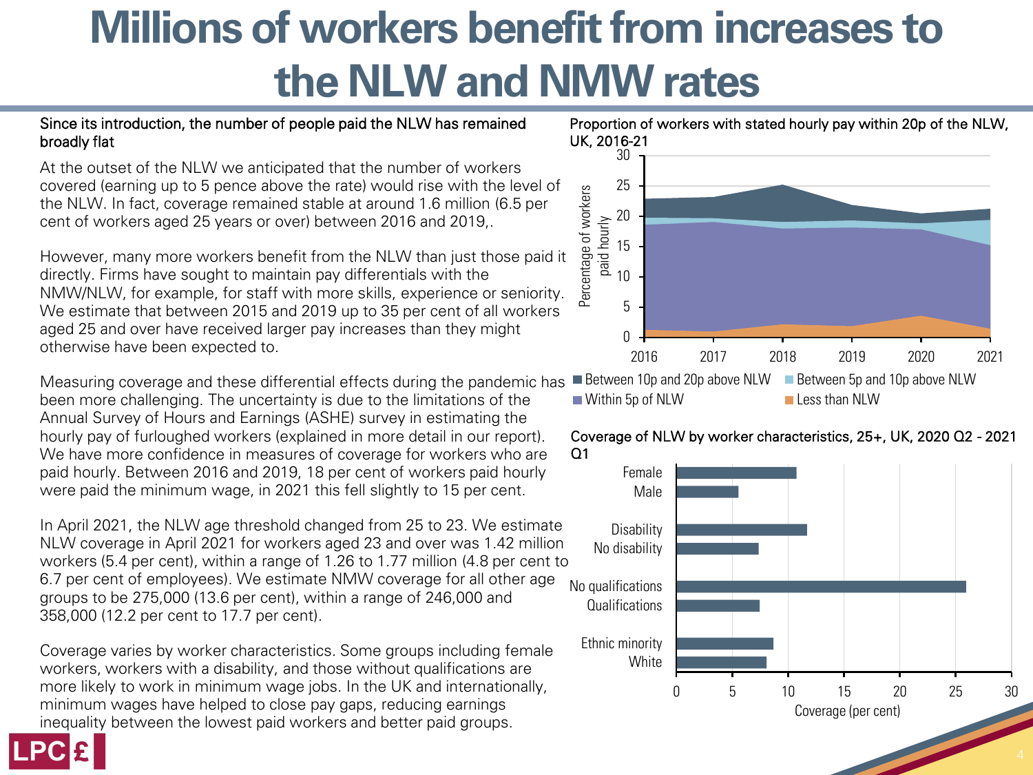# Millions of workers benefit from increases to the NLW and NMW rates

Since its introduction, the number of people paid the NLW has remained broadly flat

At the outset of the NLW we anticipated that the number of workers covered (earning up to 5 pence above the rate) would rise with the level of the NLW. In fact, coverage remained stable at around 1.6 million (6.5 per cent of workers aged 25 years or over) between 2016 and 2019,.

However, many more workers benefit from the NLW than just those paid it directly. Firms have sought to maintain pay differentials with the NMW/NLW, for example, for staff with more skills, experience or seniority. We estimate that between 2015 and 2019 up to 35 per cent of all workers aged 25 and over have received larger pay increases than they might otherwise have been expected to.

Measuring coverage and these differential effects during the pandemic has been more challenging. The uncertainty is due to the limitations of the Annual Survey of Hours and Earnings (ASHE) survey in estimating the hourly pay of furloughed workers (explained in more detail in our report). We have more confidence in measures of coverage for workers who are paid hourly. Between 2016 and 2019, 18 per cent of workers paid hourly were paid the minimum wage, in 2021 this fell slightly to 15 per cent.

In April 2021, the NLW age threshold changed from 25 to 23. We estimate NLW coverage in April 2021 for workers aged 23 and over was 1.42 million workers (5.4 per cent), within a range of 1.26 to 1.77 million (4.8 per cent to 6.7 per cent of employees). We estimate NMW coverage for all other age groups to be 275,000 (13.6 per cent), within a range of 246,000 and 358,000 (12.2 per cent to 17.7 per cent).

Coverage varies by worker characteristics. Some groups including female workers, workers with a disability, and those without qualifications are more likely to work in minimum wage jobs. In the UK and internationally, minimum wages have helped to close pay gaps, reducing earnings inequality between the lowest paid workers and better paid groups.

Proportion of workers with stated hourly pay within 20p of the NLW, UK, 2016-21

Coverage of NLW by worker characteristics, 25+, UK, 2020 Q2 - 2021 Q1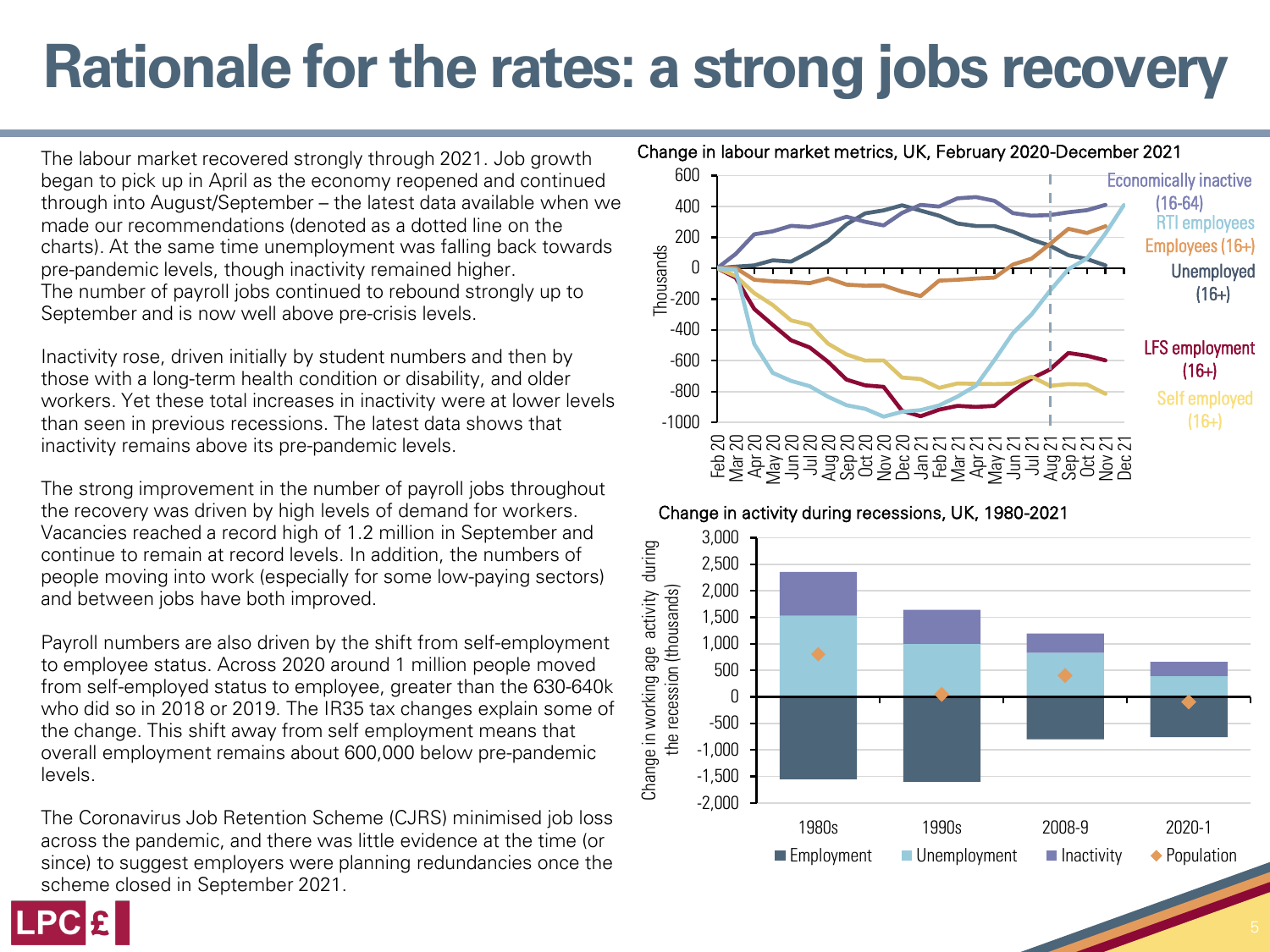# Rationale for the rates: a strong jobs recovery

The labour market recovered strongly through 2021. Job growth began to pick up in April as the economy reopened and continued through into August/September – the latest data available when we made our recommendations (denoted as a dotted line on the charts). At the same time unemployment was falling back towards pre-pandemic levels, though inactivity remained higher. The number of payroll jobs continued to rebound strongly up to September and is now well above pre-crisis levels.

Inactivity rose, driven initially by student numbers and then by those with a long-term health condition or disability, and older workers. Yet these total increases in inactivity were at lower levels than seen in previous recessions. The latest data shows that inactivity remains above its pre-pandemic levels.

The strong improvement in the number of payroll jobs throughout the recovery was driven by high levels of demand for workers. Vacancies reached a record high of 1.2 million in September and continue to remain at record levels. In addition, the numbers of people moving into work (especially for some low-paying sectors) and between jobs have both improved.

Payroll numbers are also driven by the shift from self-employment to employee status. Across 2020 around 1 million people moved from self-employed status to employee, greater than the 630-640k who did so in 2018 or 2019. The IR35 tax changes explain some of the change. This shift away from self employment means that overall employment remains about 600,000 below pre-pandemic levels.

The Coronavirus Job Retention Scheme (CJRS) minimised job loss across the pandemic, and there was little evidence at the time (or since) to suggest employers were planning redundancies once the scheme closed in September 2021.

Change in labour market metrics, UK, February 2020-December 2021

Change in activity during recessions, UK, 1980-2021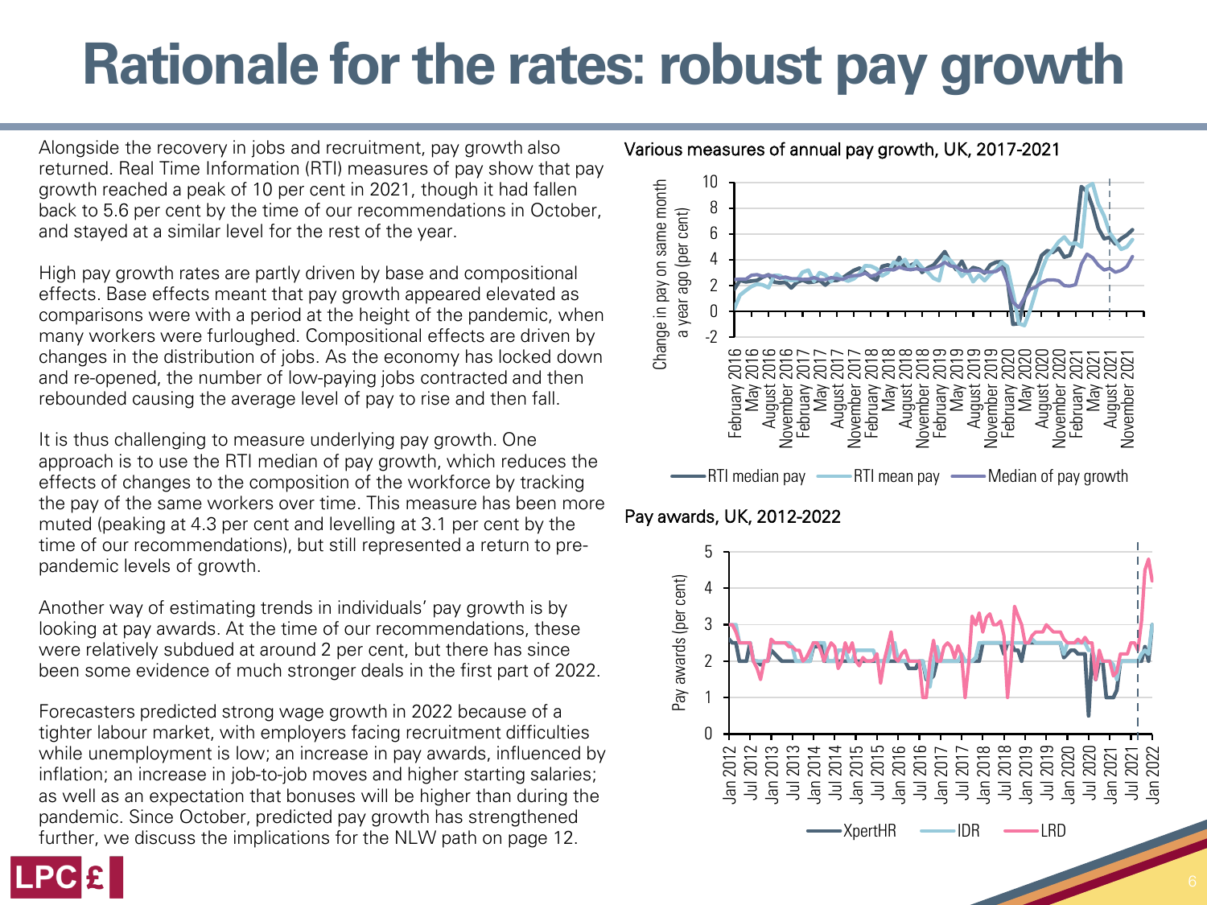# Rationale for the rates: robust pay growth

Alongside the recovery in jobs and recruitment, pay growth also returned. Real Time Information (RTI) measures of pay show that pay growth reached a peak of 10 per cent in 2021, though it had fallen back to 5.6 per cent by the time of our recommendations in October, and stayed at a similar level for the rest of the year.

High pay growth rates are partly driven by base and compositional effects. Base effects meant that pay growth appeared elevated as comparisons were with a period at the height of the pandemic, when many workers were furloughed. Compositional effects are driven by changes in the distribution of jobs. As the economy has locked down and re-opened, the number of low-paying jobs contracted and then rebounded causing the average level of pay to rise and then fall.

It is thus challenging to measure underlying pay growth. One approach is to use the RTI median of pay growth, which reduces the effects of changes to the composition of the workforce by tracking the pay of the same workers over time. This measure has been more muted (peaking at 4.3 per cent and levelling at 3.1 per cent by the time of our recommendations), but still represented a return to pre-pandemic levels of growth.

Another way of estimating trends in individuals' pay growth is by looking at pay awards. At the time of our recommendations, these were relatively subdued at around 2 per cent, but there has since been some evidence of much stronger deals in the first part of 2022.

Forecasters predicted strong wage growth in 2022 because of a tighter labour market, with employers facing recruitment difficulties while unemployment is low; an increase in pay awards, influenced by inflation; an increase in job-to-job moves and higher starting salaries; as well as an expectation that bonuses will be higher than during the pandemic. Since October, predicted pay growth has strengthened further, we discuss the implications for the NLW path on page 12.

Various measures of annual pay growth, UK, 2017-2021

Pay awards, UK, 2012-2022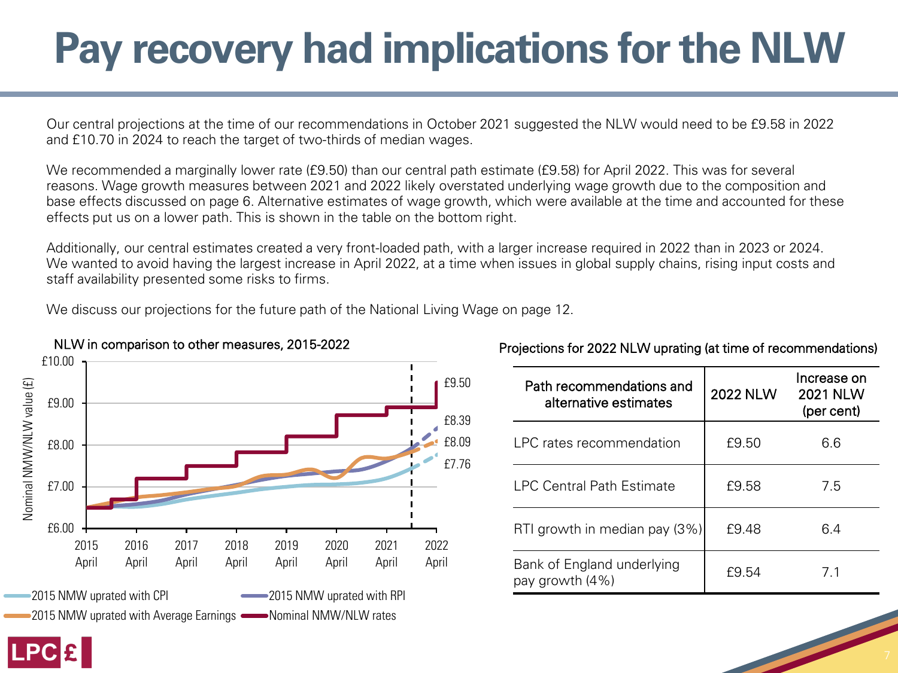# Pay recovery had implications for the NLW

Our central projections at the time of our recommendations in October 2021 suggested the NLW would need to be £9.58 in 2022 and £10.70 in 2024 to reach the target of two-thirds of median wages.

We recommended a marginally lower rate (£9.50) than our central path estimate (£9.58) for April 2022. This was for several reasons. Wage growth measures between 2021 and 2022 likely overstated underlying wage growth due to the composition and base effects discussed on page 6. Alternative estimates of wage growth, which were available at the time and accounted for these effects put us on a lower path. This is shown in the table on the bottom right.

Additionally, our central estimates created a very front-loaded path, with a larger increase required in 2022 than in 2023 or 2024. We wanted to avoid having the largest increase in April 2022, at a time when issues in global supply chains, rising input costs and staff availability presented some risks to firms.

We discuss our projections for the future path of the National Living Wage on page 12.

NLW in comparison to other measures, 2015-2022

Projections for 2022 NLW uprating (at time of recommendations)

| Path recommendations and alternative estimates | 2022 NLW | Increase on 2021 NLW (per cent) |
|---|---|---|
| LPC rates recommendation | £9.50 | 6.6 |
| LPC Central Path Estimate | £9.58 | 7.5 |
| RTI growth in median pay (3%) | £9.48 | 6.4 |
| Bank of England underlying pay growth (4%) | £9.54 | 7.1 |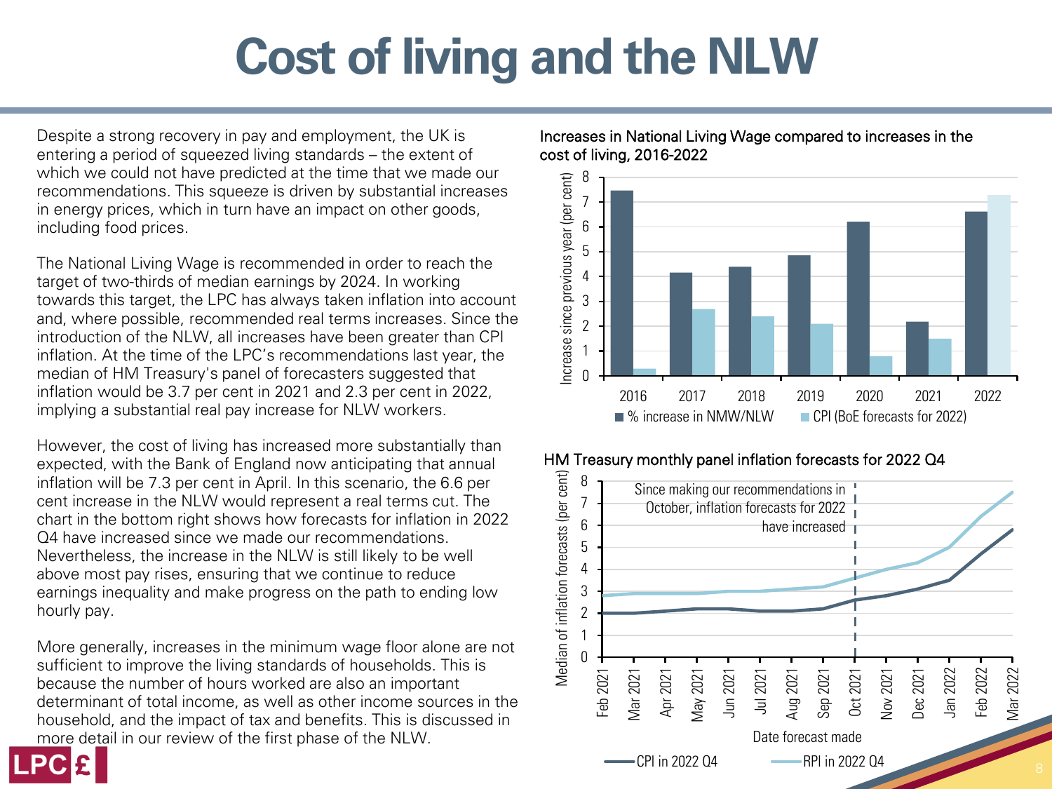# Cost of living and the NLW

Despite a strong recovery in pay and employment, the UK is entering a period of squeezed living standards – the extent of which we could not have predicted at the time that we made our recommendations. This squeeze is driven by substantial increases in energy prices, which in turn have an impact on other goods, including food prices.

The National Living Wage is recommended in order to reach the target of two-thirds of median earnings by 2024. In working towards this target, the LPC has always taken inflation into account and, where possible, recommended real terms increases. Since the introduction of the NLW, all increases have been greater than CPI inflation. At the time of the LPC's recommendations last year, the median of HM Treasury's panel of forecasters suggested that inflation would be 3.7 per cent in 2021 and 2.3 per cent in 2022, implying a substantial real pay increase for NLW workers.

However, the cost of living has increased more substantially than expected, with the Bank of England now anticipating that annual inflation will be 7.3 per cent in April. In this scenario, the 6.6 per cent increase in the NLW would represent a real terms cut. The chart in the bottom right shows how forecasts for inflation in 2022 Q4 have increased since we made our recommendations. Nevertheless, the increase in the NLW is still likely to be well above most pay rises, ensuring that we continue to reduce earnings inequality and make progress on the path to ending low hourly pay.

More generally, increases in the minimum wage floor alone are not sufficient to improve the living standards of households. This is because the number of hours worked are also an important determinant of total income, as well as other income sources in the household, and the impact of tax and benefits. This is discussed in more detail in our review of the first phase of the NLW.

**Increases in National Living Wage compared to increases in the cost of living, 2016-2022**

| Year | % increase in NMW/NLW | CPI (BoE forecasts for 2022) |
|---|---|---|
| 2016 | 7.5 | 0.3 |
| 2017 | 4.2 | 2.7 |
| 2018 | 4.4 | 2.4 |
| 2019 | 4.9 | 2.1 |
| 2020 | 6.2 | 0.8 |
| 2021 | 2.2 | 1.5 |
| 2022 | 6.6 | 7.3 |

**HM Treasury monthly panel inflation forecasts for 2022 Q4**

Since making our recommendations in October, inflation forecasts for 2022 have increased

| Date forecast made | CPI in 2022 Q4 | RPI in 2022 Q4 |
|---|---|---|
| Feb 2021 | 2.0 | 2.8 |
| Mar 2021 | 2.0 | 2.9 |
| Apr 2021 | 2.1 | 2.9 |
| May 2021 | 2.2 | 2.9 |
| Jun 2021 | 2.2 | 3.0 |
| Jul 2021 | 2.1 | 3.0 |
| Aug 2021 | 2.1 | 3.1 |
| Sep 2021 | 2.2 | 3.2 |
| Oct 2021 | 2.6 | 3.6 |
| Nov 2021 | 2.8 | 4.0 |
| Dec 2021 | 3.1 | 4.3 |
| Jan 2022 | 3.5 | 5.0 |
| Feb 2022 | 4.7 | 6.4 |
| Mar 2022 | 5.8 | 7.5 |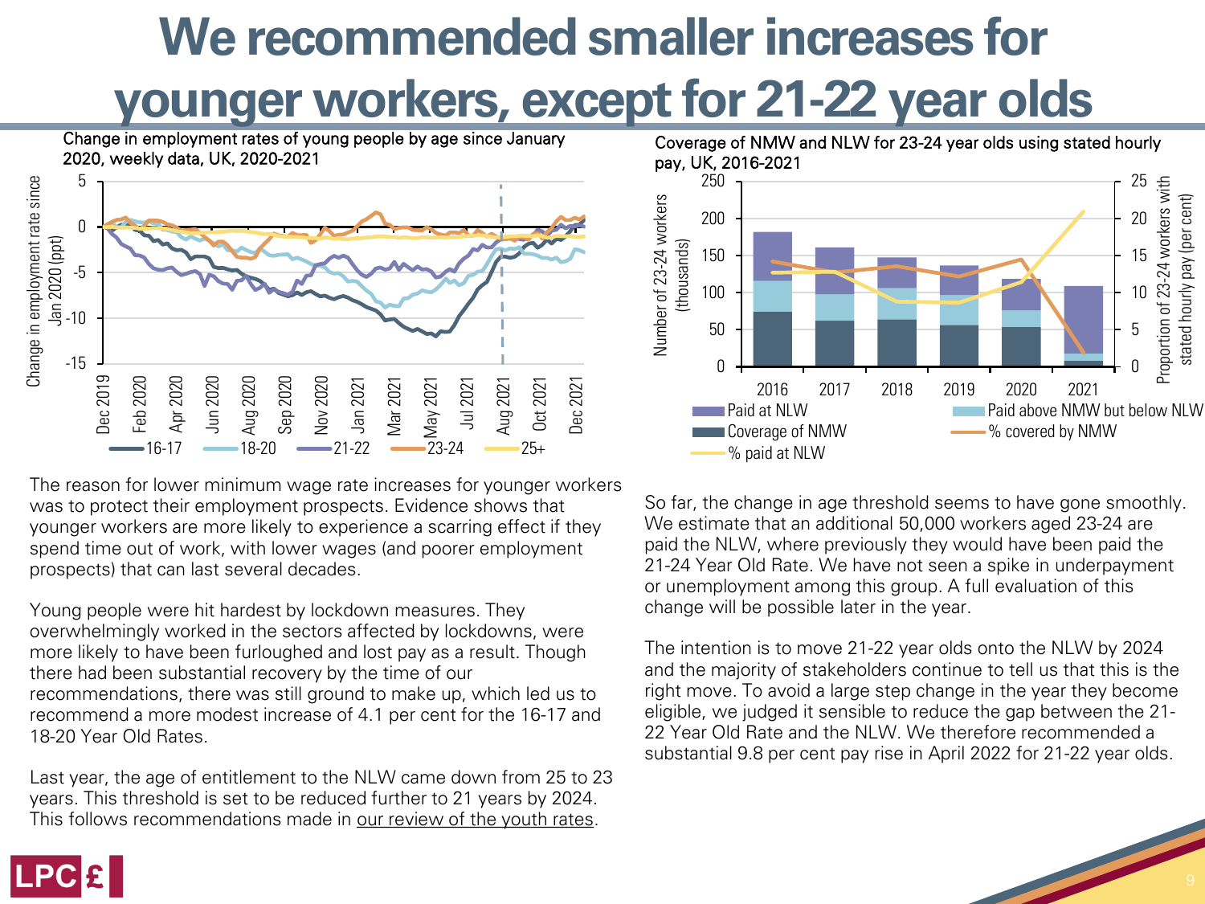# We recommended smaller increases for younger workers, except for 21-22 year olds

Change in employment rates of young people by age since January 2020, weekly data, UK, 2020-2021

Coverage of NMW and NLW for 23-24 year olds using stated hourly pay, UK, 2016-2021

The reason for lower minimum wage rate increases for younger workers was to protect their employment prospects. Evidence shows that younger workers are more likely to experience a scarring effect if they spend time out of work, with lower wages (and poorer employment prospects) that can last several decades.

Young people were hit hardest by lockdown measures. They overwhelmingly worked in the sectors affected by lockdowns, were more likely to have been furloughed and lost pay as a result. Though there had been substantial recovery by the time of our recommendations, there was still ground to make up, which led us to recommend a more modest increase of 4.1 per cent for the 16-17 and 18-20 Year Old Rates.

Last year, the age of entitlement to the NLW came down from 25 to 23 years. This threshold is set to be reduced further to 21 years by 2024. This follows recommendations made in our review of the youth rates.

So far, the change in age threshold seems to have gone smoothly. We estimate that an additional 50,000 workers aged 23-24 are paid the NLW, where previously they would have been paid the 21-24 Year Old Rate. We have not seen a spike in underpayment or unemployment among this group. A full evaluation of this change will be possible later in the year.

The intention is to move 21-22 year olds onto the NLW by 2024 and the majority of stakeholders continue to tell us that this is the right move. To avoid a large step change in the year they become eligible, we judged it sensible to reduce the gap between the 21-22 Year Old Rate and the NLW. We therefore recommended a substantial 9.8 per cent pay rise in April 2022 for 21-22 year olds.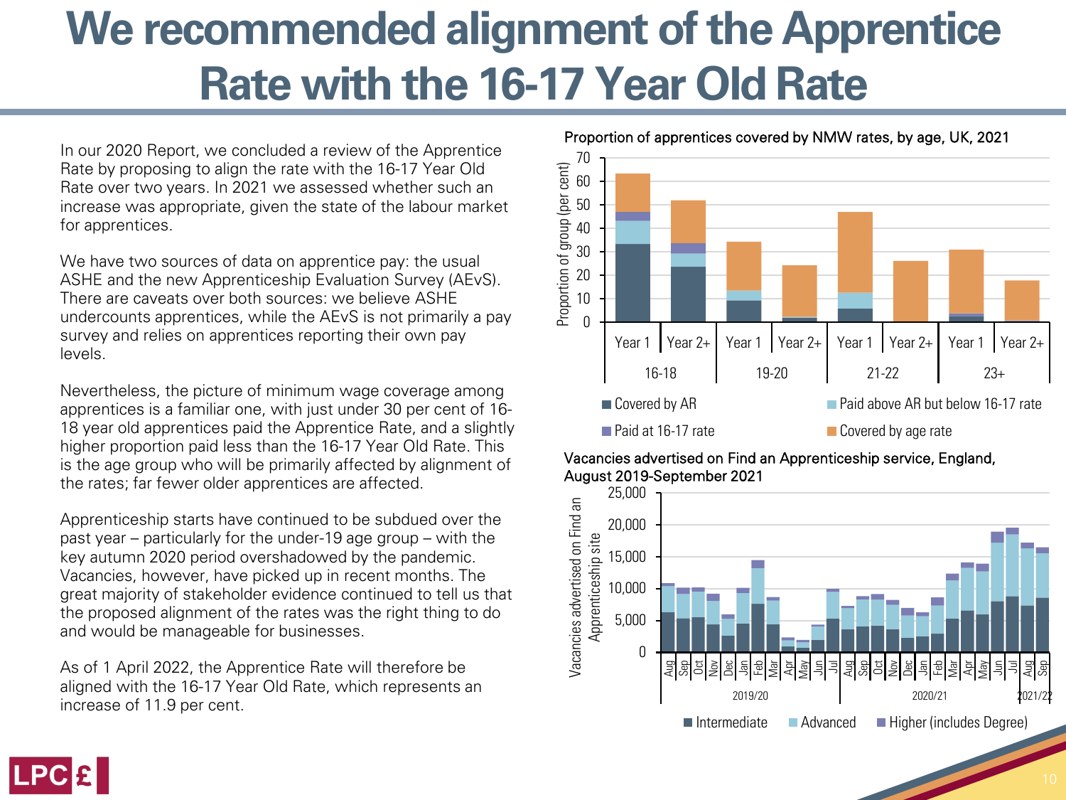# We recommended alignment of the Apprentice Rate with the 16-17 Year Old Rate

In our 2020 Report, we concluded a review of the Apprentice Rate by proposing to align the rate with the 16-17 Year Old Rate over two years. In 2021 we assessed whether such an increase was appropriate, given the state of the labour market for apprentices.

We have two sources of data on apprentice pay: the usual ASHE and the new Apprenticeship Evaluation Survey (AEvS). There are caveats over both sources: we believe ASHE undercounts apprentices, while the AEvS is not primarily a pay survey and relies on apprentices reporting their own pay levels.

Nevertheless, the picture of minimum wage coverage among apprentices is a familiar one, with just under 30 per cent of 16-18 year old apprentices paid the Apprentice Rate, and a slightly higher proportion paid less than the 16-17 Year Old Rate. This is the age group who will be primarily affected by alignment of the rates; far fewer older apprentices are affected.

Apprenticeship starts have continued to be subdued over the past year – particularly for the under-19 age group – with the key autumn 2020 period overshadowed by the pandemic. Vacancies, however, have picked up in recent months. The great majority of stakeholder evidence continued to tell us that the proposed alignment of the rates was the right thing to do and would be manageable for businesses.

As of 1 April 2022, the Apprentice Rate will therefore be aligned with the 16-17 Year Old Rate, which represents an increase of 11.9 per cent.

**Proportion of apprentices covered by NMW rates, by age, UK, 2021**

Series: Covered by AR; Paid above AR but below 16-17 rate; Paid at 16-17 rate; Covered by age rate. Groups: 16-18, 19-20, 21-22, 23+ (Year 1 and Year 2+). Y-axis: Proportion of group (per cent).

**Vacancies advertised on Find an Apprenticeship service, England, August 2019-September 2021**

Series: Intermediate; Advanced; Higher (includes Degree). Periods: 2019/20, 2020/21, 2021/22. Y-axis: Vacancies advertised on Find an Apprenticeship site.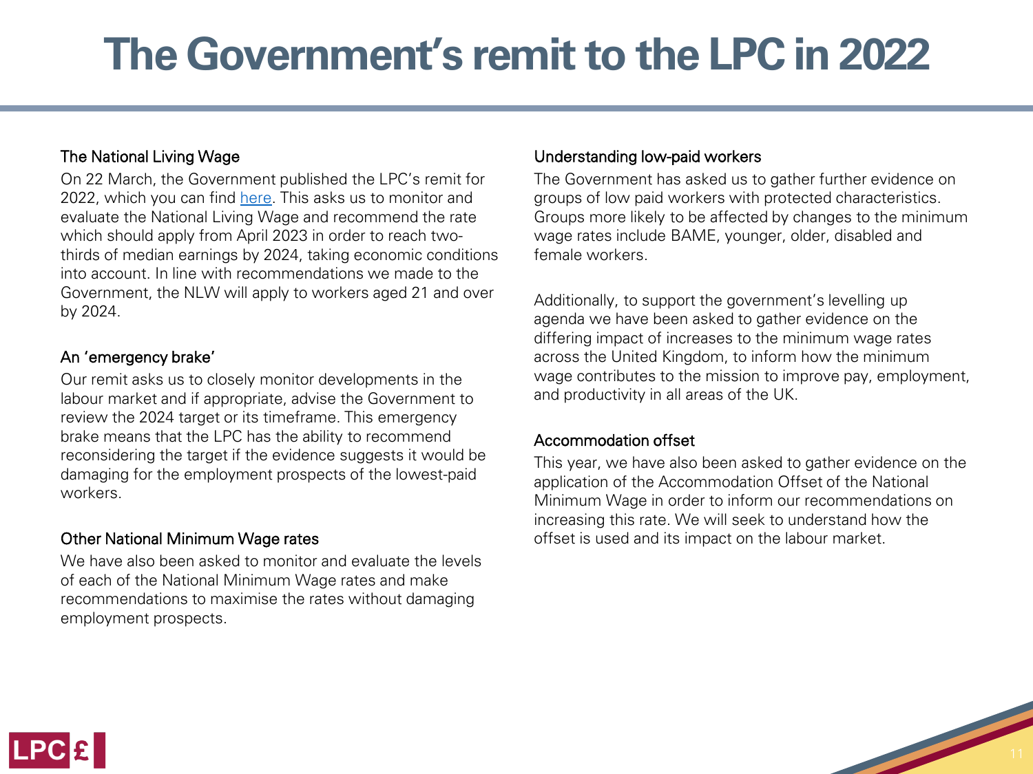# The Government's remit to the LPC in 2022

### The National Living Wage

On 22 March, the Government published the LPC's remit for 2022, which you can find here. This asks us to monitor and evaluate the National Living Wage and recommend the rate which should apply from April 2023 in order to reach two-thirds of median earnings by 2024, taking economic conditions into account. In line with recommendations we made to the Government, the NLW will apply to workers aged 21 and over by 2024.

### An 'emergency brake'

Our remit asks us to closely monitor developments in the labour market and if appropriate, advise the Government to review the 2024 target or its timeframe. This emergency brake means that the LPC has the ability to recommend reconsidering the target if the evidence suggests it would be damaging for the employment prospects of the lowest-paid workers.

### Other National Minimum Wage rates

We have also been asked to monitor and evaluate the levels of each of the National Minimum Wage rates and make recommendations to maximise the rates without damaging employment prospects.

### Understanding low-paid workers

The Government has asked us to gather further evidence on groups of low paid workers with protected characteristics. Groups more likely to be affected by changes to the minimum wage rates include BAME, younger, older, disabled and female workers.

Additionally, to support the government's levelling up agenda we have been asked to gather evidence on the differing impact of increases to the minimum wage rates across the United Kingdom, to inform how the minimum wage contributes to the mission to improve pay, employment, and productivity in all areas of the UK.

### Accommodation offset

This year, we have also been asked to gather evidence on the application of the Accommodation Offset of the National Minimum Wage in order to inform our recommendations on increasing this rate. We will seek to understand how the offset is used and its impact on the labour market.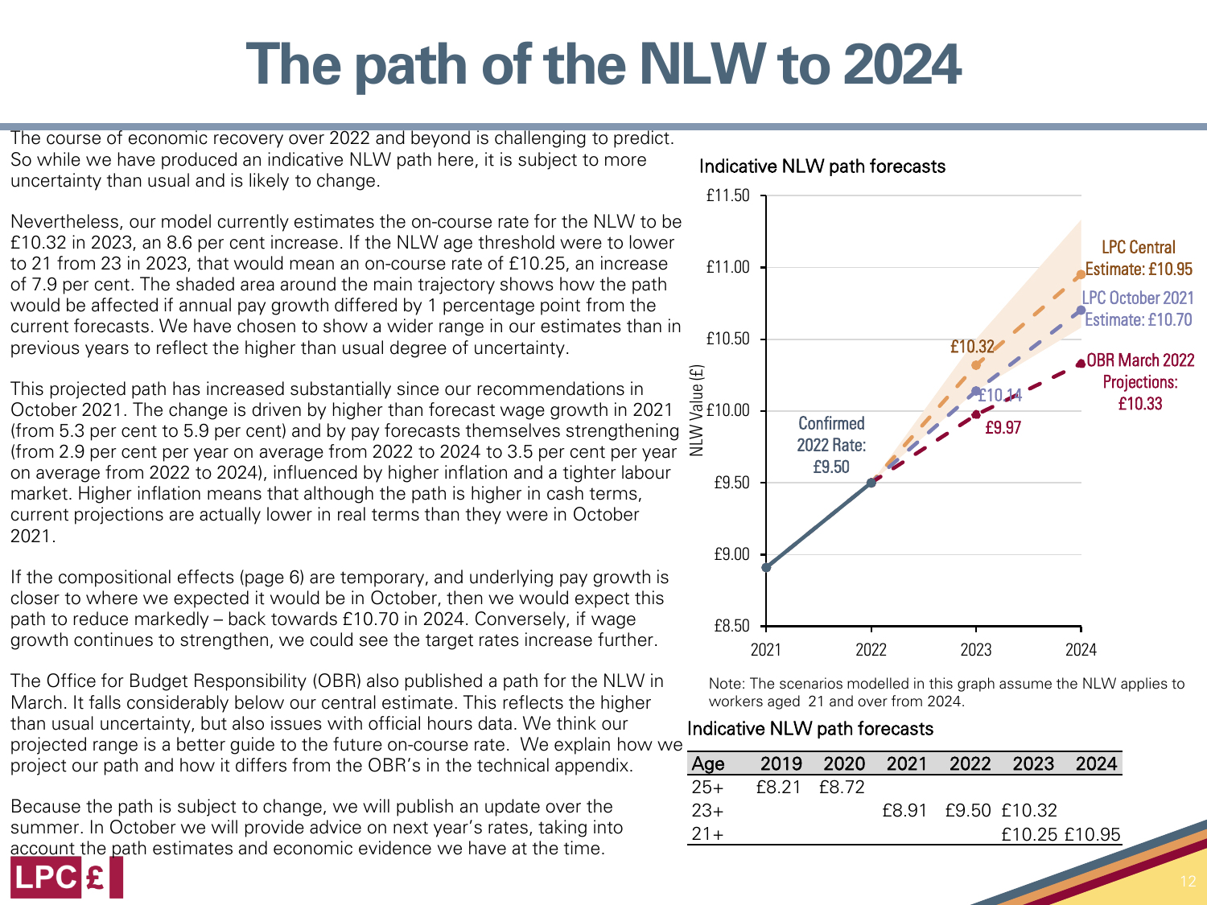# The path of the NLW to 2024

The course of economic recovery over 2022 and beyond is challenging to predict. So while we have produced an indicative NLW path here, it is subject to more uncertainty than usual and is likely to change.

Nevertheless, our model currently estimates the on-course rate for the NLW to be £10.32 in 2023, an 8.6 per cent increase. If the NLW age threshold were to lower to 21 from 23 in 2023, that would mean an on-course rate of £10.25, an increase of 7.9 per cent. The shaded area around the main trajectory shows how the path would be affected if annual pay growth differed by 1 percentage point from the current forecasts. We have chosen to show a wider range in our estimates than in previous years to reflect the higher than usual degree of uncertainty.

This projected path has increased substantially since our recommendations in October 2021. The change is driven by higher than forecast wage growth in 2021 (from 5.3 per cent to 5.9 per cent) and by pay forecasts themselves strengthening (from 2.9 per cent per year on average from 2022 to 2024 to 3.5 per cent per year on average from 2022 to 2024), influenced by higher inflation and a tighter labour market. Higher inflation means that although the path is higher in cash terms, current projections are actually lower in real terms than they were in October 2021.

If the compositional effects (page 6) are temporary, and underlying pay growth is closer to where we expected it would be in October, then we would expect this path to reduce markedly – back towards £10.70 in 2024. Conversely, if wage growth continues to strengthen, we could see the target rates increase further.

The Office for Budget Responsibility (OBR) also published a path for the NLW in March. It falls considerably below our central estimate. This reflects the higher than usual uncertainty, but also issues with official hours data. We think our projected range is a better guide to the future on-course rate. We explain how we project our path and how it differs from the OBR's in the technical appendix.

Because the path is subject to change, we will publish an update over the summer. In October we will provide advice on next year's rates, taking into account the path estimates and economic evidence we have at the time.

Indicative NLW path forecasts

Note: The scenarios modelled in this graph assume the NLW applies to workers aged 21 and over from 2024.

Indicative NLW path forecasts

| Age | 2019 | 2020 | 2021 | 2022 | 2023 | 2024 |
|---|---|---|---|---|---|---|
| 25+ | £8.21 | £8.72 | | | | |
| 23+ | | | £8.91 | £9.50 | £10.32 | |
| 21+ | | | | | £10.25 | £10.95 |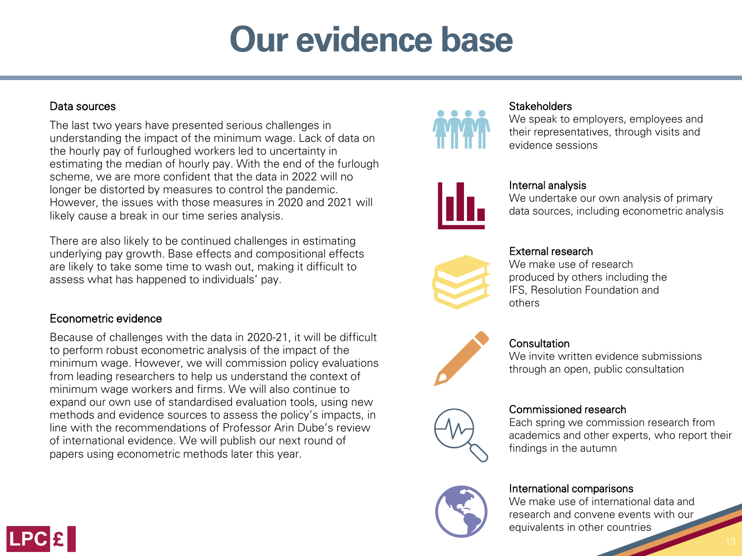# Our evidence base

### Data sources

The last two years have presented serious challenges in understanding the impact of the minimum wage. Lack of data on the hourly pay of furloughed workers led to uncertainty in estimating the median of hourly pay. With the end of the furlough scheme, we are more confident that the data in 2022 will no longer be distorted by measures to control the pandemic. However, the issues with those measures in 2020 and 2021 will likely cause a break in our time series analysis.

There are also likely to be continued challenges in estimating underlying pay growth. Base effects and compositional effects are likely to take some time to wash out, making it difficult to assess what has happened to individuals' pay.

### Econometric evidence

Because of challenges with the data in 2020-21, it will be difficult to perform robust econometric analysis of the impact of the minimum wage. However, we will commission policy evaluations from leading researchers to help us understand the context of minimum wage workers and firms. We will also continue to expand our own use of standardised evaluation tools, using new methods and evidence sources to assess the policy's impacts, in line with the recommendations of Professor Arin Dube's review of international evidence. We will publish our next round of papers using econometric methods later this year.

### Stakeholders

We speak to employers, employees and their representatives, through visits and evidence sessions

### Internal analysis

We undertake our own analysis of primary data sources, including econometric analysis

### External research

We make use of research produced by others including the IFS, Resolution Foundation and others

### Consultation

We invite written evidence submissions through an open, public consultation

### Commissioned research

Each spring we commission research from academics and other experts, who report their findings in the autumn

### International comparisons

We make use of international data and research and convene events with our equivalents in other countries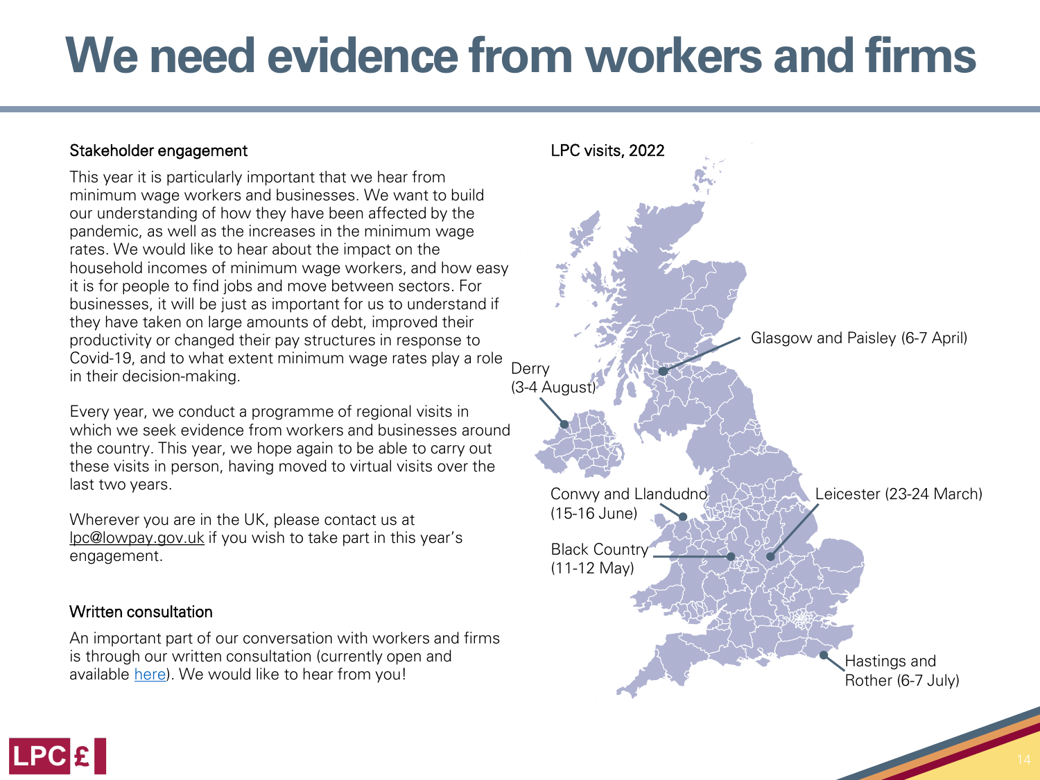# We need evidence from workers and firms

### Stakeholder engagement

This year it is particularly important that we hear from minimum wage workers and businesses. We want to build our understanding of how they have been affected by the pandemic, as well as the increases in the minimum wage rates. We would like to hear about the impact on the household incomes of minimum wage workers, and how easy it is for people to find jobs and move between sectors. For businesses, it will be just as important for us to understand if they have taken on large amounts of debt, improved their productivity or changed their pay structures in response to Covid-19, and to what extent minimum wage rates play a role in their decision-making.

Every year, we conduct a programme of regional visits in which we seek evidence from workers and businesses around the country. This year, we hope again to be able to carry out these visits in person, having moved to virtual visits over the last two years.

Wherever you are in the UK, please contact us at lpc@lowpay.gov.uk if you wish to take part in this year's engagement.

### Written consultation

An important part of our conversation with workers and firms is through our written consultation (currently open and available here). We would like to hear from you!

### LPC visits, 2022

- Glasgow and Paisley (6-7 April)
- Derry (3-4 August)
- Conwy and Llandudno (15-16 June)
- Leicester (23-24 March)
- Black Country (11-12 May)
- Hastings and Rother (6-7 July)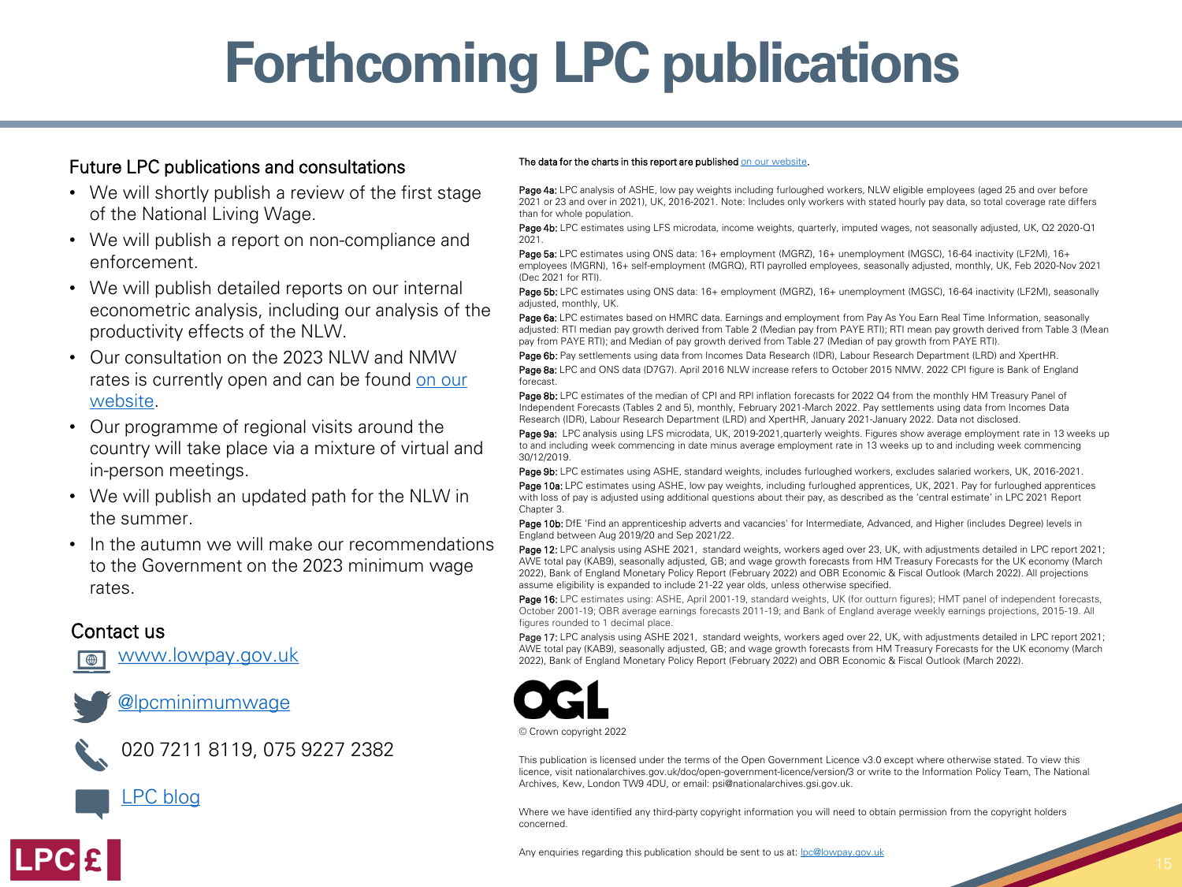# Forthcoming LPC publications

## Future LPC publications and consultations

- We will shortly publish a review of the first stage of the National Living Wage.
- We will publish a report on non-compliance and enforcement.
- We will publish detailed reports on our internal econometric analysis, including our analysis of the productivity effects of the NLW.
- Our consultation on the 2023 NLW and NMW rates is currently open and can be found on our website.
- Our programme of regional visits around the country will take place via a mixture of virtual and in-person meetings.
- We will publish an updated path for the NLW in the summer.
- In the autumn we will make our recommendations to the Government on the 2023 minimum wage rates.

## Contact us

www.lowpay.gov.uk

@lpcminimumwage

020 7211 8119, 075 9227 2382

LPC blog

The data for the charts in this report are published on our website.

**Page 4a:** LPC analysis of ASHE, low pay weights including furloughed workers, NLW eligible employees (aged 25 and over before 2021 or 23 and over in 2021), UK, 2016-2021. Note: Includes only workers with stated hourly pay data, so total coverage rate differs than for whole population.

**Page 4b:** LPC estimates using LFS microdata, income weights, quarterly, imputed wages, not seasonally adjusted, UK, Q2 2020-Q1 2021.

**Page 5a:** LPC estimates using ONS data: 16+ employment (MGRZ), 16+ unemployment (MGSC), 16-64 inactivity (LF2M), 16+ employees (MGRN), 16+ self-employment (MGRQ), RTI payrolled employees, seasonally adjusted, monthly, UK, Feb 2020-Nov 2021 (Dec 2021 for RTI).

**Page 5b:** LPC estimates using ONS data: 16+ employment (MGRZ), 16+ unemployment (MGSC), 16-64 inactivity (LF2M), seasonally adjusted, monthly, UK.

**Page 6a:** LPC estimates based on HMRC data. Earnings and employment from Pay As You Earn Real Time Information, seasonally adjusted: RTI median pay growth derived from Table 2 (Median pay from PAYE RTI); RTI mean pay growth derived from Table 3 (Mean pay from PAYE RTI); and Median of pay growth derived from Table 27 (Median of pay growth from PAYE RTI).

**Page 6b:** Pay settlements using data from Incomes Data Research (IDR), Labour Research Department (LRD) and XpertHR.

**Page 8a:** LPC and ONS data (D7G7). April 2016 NLW increase refers to October 2015 NMW. 2022 CPI figure is Bank of England forecast.

**Page 8b:** LPC estimates of the median of CPI and RPI inflation forecasts for 2022 Q4 from the monthly HM Treasury Panel of Independent Forecasts (Tables 2 and 5), monthly, February 2021-March 2022. Pay settlements using data from Incomes Data Research (IDR), Labour Research Department (LRD) and XpertHR, January 2021-January 2022. Data not disclosed.

**Page 9a:** LPC analysis using LFS microdata, UK, 2019-2021,quarterly weights. Figures show average employment rate in 13 weeks up to and including week commencing in date minus average employment rate in 13 weeks up to and including week commencing 30/12/2019.

**Page 9b:** LPC estimates using ASHE, standard weights, includes furloughed workers, excludes salaried workers, UK, 2016-2021.

**Page 10a:** LPC estimates using ASHE, low pay weights, including furloughed apprentices, UK, 2021. Pay for furloughed apprentices with loss of pay is adjusted using additional questions about their pay, as described as the 'central estimate' in LPC 2021 Report Chapter 3.

**Page 10b:** DfE 'Find an apprenticeship adverts and vacancies' for Intermediate, Advanced, and Higher (includes Degree) levels in England between Aug 2019/20 and Sep 2021/22.

**Page 12:** LPC analysis using ASHE 2021, standard weights, workers aged over 23, UK, with adjustments detailed in LPC report 2021; AWE total pay (KAB9), seasonally adjusted, GB; and wage growth forecasts from HM Treasury Forecasts for the UK economy (March 2022), Bank of England Monetary Policy Report (February 2022) and OBR Economic & Fiscal Outlook (March 2022). All projections assume eligibility is expanded to include 21-22 year olds, unless otherwise specified.

**Page 16:** LPC estimates using: ASHE, April 2001-19, standard weights, UK (for outturn figures); HMT panel of independent forecasts, October 2001-19; OBR average earnings forecasts 2011-19; and Bank of England average weekly earnings projections, 2015-19. All figures rounded to 1 decimal place.

**Page 17:** LPC analysis using ASHE 2021, standard weights, workers aged over 22, UK, with adjustments detailed in LPC report 2021; AWE total pay (KAB9), seasonally adjusted, GB; and wage growth forecasts from HM Treasury Forecasts for the UK economy (March 2022), Bank of England Monetary Policy Report (February 2022) and OBR Economic & Fiscal Outlook (March 2022).

© Crown copyright 2022

This publication is licensed under the terms of the Open Government Licence v3.0 except where otherwise stated. To view this licence, visit nationalarchives.gov.uk/doc/open-government-licence/version/3 or write to the Information Policy Team, The National Archives, Kew, London TW9 4DU, or email: psi@nationalarchives.gsi.gov.uk.

Where we have identified any third-party copyright information you will need to obtain permission from the copyright holders concerned.

Any enquiries regarding this publication should be sent to us at: lpc@lowpay.gov.uk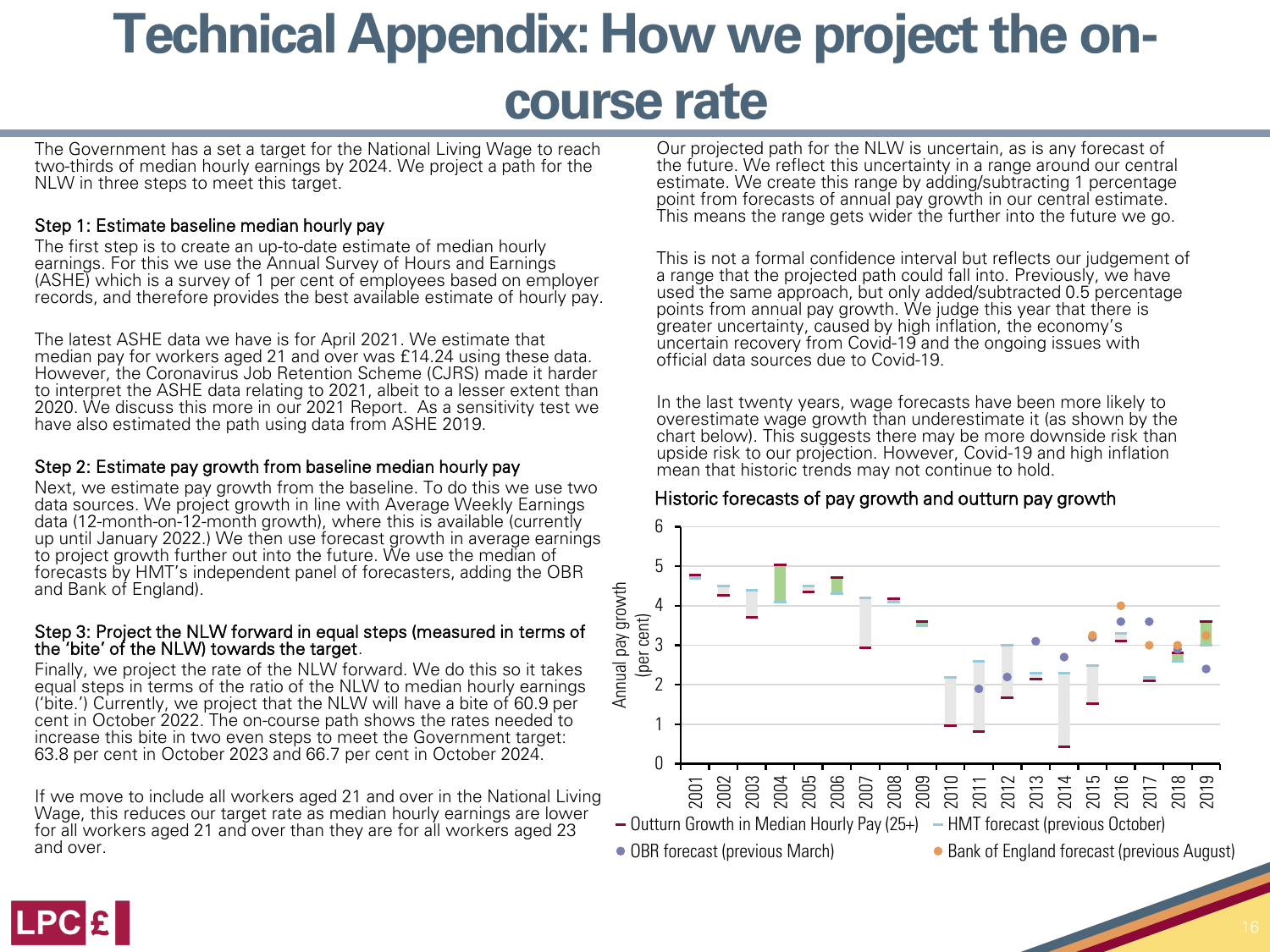# Technical Appendix: How we project the on-course rate

The Government has a set a target for the National Living Wage to reach two-thirds of median hourly earnings by 2024. We project a path for the NLW in three steps to meet this target.

### Step 1: Estimate baseline median hourly pay

The first step is to create an up-to-date estimate of median hourly earnings. For this we use the Annual Survey of Hours and Earnings (ASHE) which is a survey of 1 per cent of employees based on employer records, and therefore provides the best available estimate of hourly pay.

The latest ASHE data we have is for April 2021. We estimate that median pay for workers aged 21 and over was £14.24 using these data. However, the Coronavirus Job Retention Scheme (CJRS) made it harder to interpret the ASHE data relating to 2021, albeit to a lesser extent than 2020. We discuss this more in our 2021 Report. As a sensitivity test we have also estimated the path using data from ASHE 2019.

### Step 2: Estimate pay growth from baseline median hourly pay

Next, we estimate pay growth from the baseline. To do this we use two data sources. We project growth in line with Average Weekly Earnings data (12-month-on-12-month growth), where this is available (currently up until January 2022.) We then use forecast growth in average earnings to project growth further out into the future. We use the median of forecasts by HMT's independent panel of forecasters, adding the OBR and Bank of England).

### Step 3: Project the NLW forward in equal steps (measured in terms of the 'bite' of the NLW) towards the target.

Finally, we project the rate of the NLW forward. We do this so it takes equal steps in terms of the ratio of the NLW to median hourly earnings ('bite.') Currently, we project that the NLW will have a bite of 60.9 per cent in October 2022. The on-course path shows the rates needed to increase this bite in two even steps to meet the Government target: 63.8 per cent in October 2023 and 66.7 per cent in October 2024.

If we move to include all workers aged 21 and over in the National Living Wage, this reduces our target rate as median hourly earnings are lower for all workers aged 21 and over than they are for all workers aged 23 and over.

Our projected path for the NLW is uncertain, as is any forecast of the future. We reflect this uncertainty in a range around our central estimate. We create this range by adding/subtracting 1 percentage point from forecasts of annual pay growth in our central estimate. This means the range gets wider the further into the future we go.

This is not a formal confidence interval but reflects our judgement of a range that the projected path could fall into. Previously, we have used the same approach, but only added/subtracted 0.5 percentage points from annual pay growth. We judge this year that there is greater uncertainty, caused by high inflation, the economy's uncertain recovery from Covid-19 and the ongoing issues with official data sources due to Covid-19.

In the last twenty years, wage forecasts have been more likely to overestimate wage growth than underestimate it (as shown by the chart below). This suggests there may be more downside risk than upside risk to our projection. However, Covid-19 and high inflation mean that historic trends may not continue to hold.

Historic forecasts of pay growth and outturn pay growth

Annual pay growth (per cent)

- Outturn Growth in Median Hourly Pay (25+)
- HMT forecast (previous October)
- OBR forecast (previous March)
- Bank of England forecast (previous August)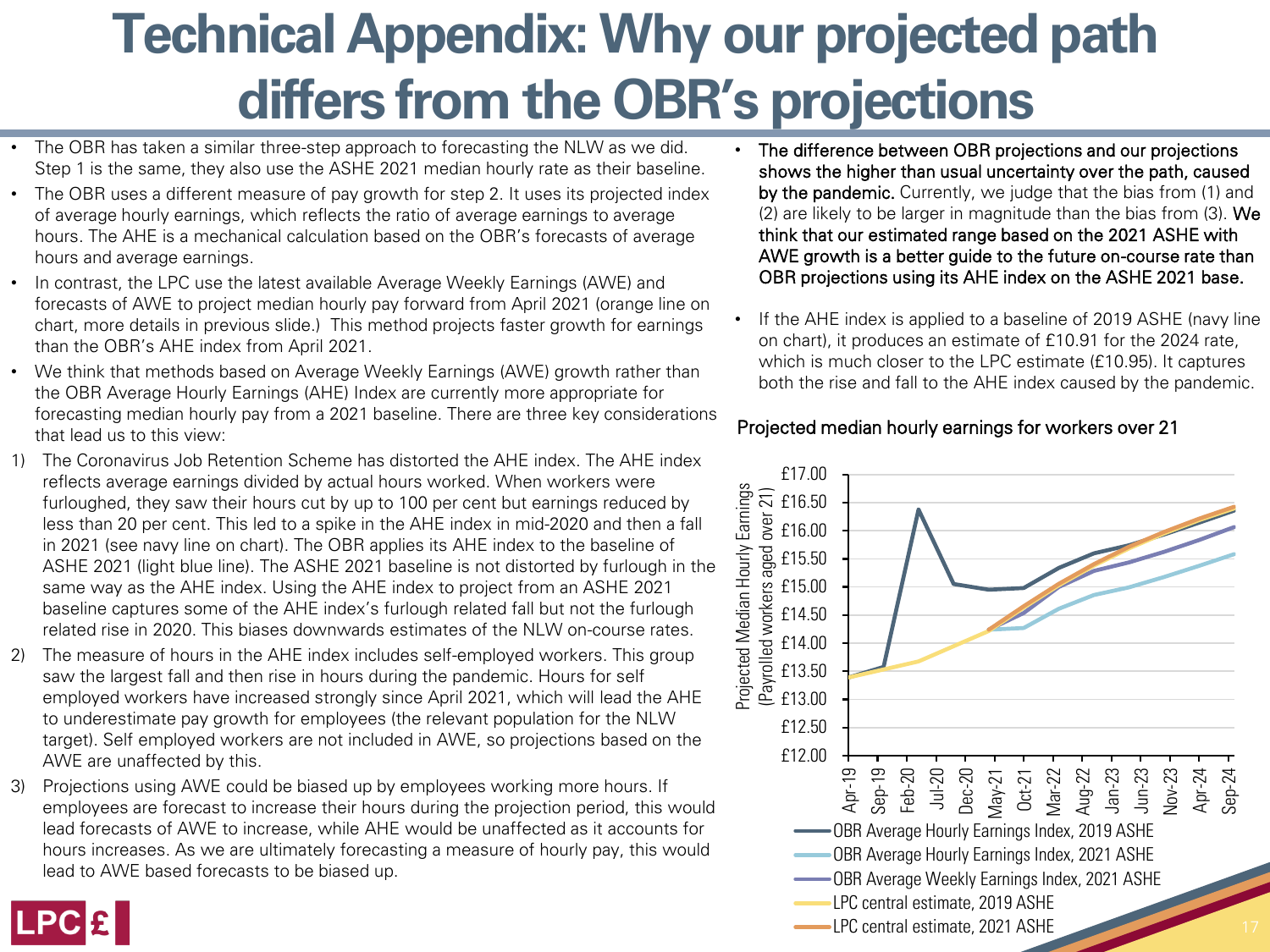# Technical Appendix: Why our projected path differs from the OBR's projections

- The OBR has taken a similar three-step approach to forecasting the NLW as we did. Step 1 is the same, they also use the ASHE 2021 median hourly rate as their baseline.
- The OBR uses a different measure of pay growth for step 2. It uses its projected index of average hourly earnings, which reflects the ratio of average earnings to average hours. The AHE is a mechanical calculation based on the OBR's forecasts of average hours and average earnings.
- In contrast, the LPC use the latest available Average Weekly Earnings (AWE) and forecasts of AWE to project median hourly pay forward from April 2021 (orange line on chart, more details in previous slide.) This method projects faster growth for earnings than the OBR's AHE index from April 2021.
- We think that methods based on Average Weekly Earnings (AWE) growth rather than the OBR Average Hourly Earnings (AHE) Index are currently more appropriate for forecasting median hourly pay from a 2021 baseline. There are three key considerations that lead us to this view:

1) The Coronavirus Job Retention Scheme has distorted the AHE index. The AHE index reflects average earnings divided by actual hours worked. When workers were furloughed, they saw their hours cut by up to 100 per cent but earnings reduced by less than 20 per cent. This led to a spike in the AHE index in mid-2020 and then a fall in 2021 (see navy line on chart). The OBR applies its AHE index to the baseline of ASHE 2021 (light blue line). The ASHE 2021 baseline is not distorted by furlough in the same way as the AHE index. Using the AHE index to project from an ASHE 2021 baseline captures some of the AHE index's furlough related fall but not the furlough related rise in 2020. This biases downwards estimates of the NLW on-course rates.
2) The measure of hours in the AHE index includes self-employed workers. This group saw the largest fall and then rise in hours during the pandemic. Hours for self employed workers have increased strongly since April 2021, which will lead the AHE to underestimate pay growth for employees (the relevant population for the NLW target). Self employed workers are not included in AWE, so projections based on the AWE are unaffected by this.
3) Projections using AWE could be biased up by employees working more hours. If employees are forecast to increase their hours during the projection period, this would lead forecasts of AWE to increase, while AHE would be unaffected as it accounts for hours increases. As we are ultimately forecasting a measure of hourly pay, this would lead to AWE based forecasts to be biased up.

- **The difference between OBR projections and our projections shows the higher than usual uncertainty over the path, caused by the pandemic.** Currently, we judge that the bias from (1) and (2) are likely to be larger in magnitude than the bias from (3). **We think that our estimated range based on the 2021 ASHE with AWE growth is a better guide to the future on-course rate than OBR projections using its AHE index on the ASHE 2021 base.**

- If the AHE index is applied to a baseline of 2019 ASHE (navy line on chart), it produces an estimate of £10.91 for the 2024 rate, which is much closer to the LPC estimate (£10.95). It captures both the rise and fall to the AHE index caused by the pandemic.

Projected median hourly earnings for workers over 21

Projected Median Hourly Earnings (Payrolled workers aged over 21)

£17.00
£16.50
£16.00
£15.50
£15.00
£14.50
£14.00
£13.50
£13.00
£12.50
£12.00

Apr-19, Sep-19, Feb-20, Jul-20, Dec-20, May-21, Oct-21, Mar-22, Aug-22, Jan-23, Jun-23, Nov-23, Apr-24, Sep-24

OBR Average Hourly Earnings Index, 2019 ASHE
OBR Average Hourly Earnings Index, 2021 ASHE
OBR Average Weekly Earnings Index, 2021 ASHE
LPC central estimate, 2019 ASHE
LPC central estimate, 2021 ASHE